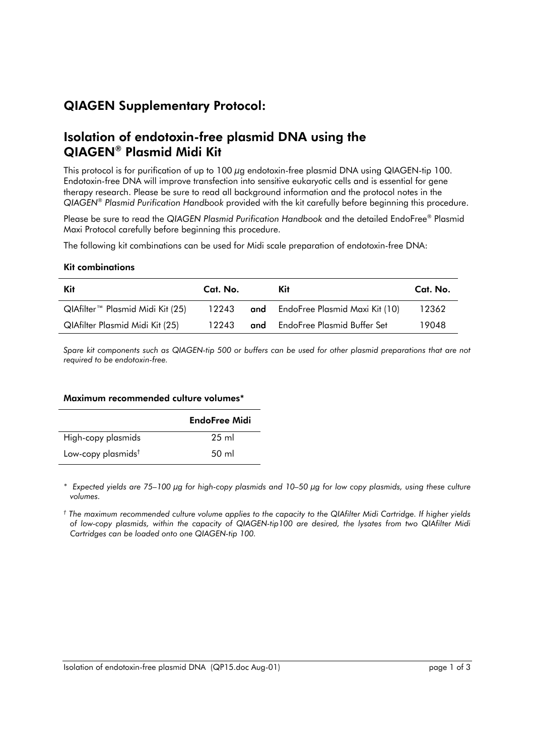## QIAGEN Supplementary Protocol:

## Isolation of endotoxin-free plasmid DNA using the QIAGEN® Plasmid Midi Kit

This protocol is for purification of up to 100 µg endotoxin-free plasmid DNA using QIAGEN-tip 100. Endotoxin-free DNA will improve transfection into sensitive eukaryotic cells and is essential for gene therapy research. Please be sure to read all background information and the protocol notes in the *QIAGEN® Plasmid Purification Handbook* provided with the kit carefully before beginning this procedure.

Please be sure to read the *QIAGEN Plasmid Purification Handbook* and the detailed EndoFree® Plasmid Maxi Protocol carefully before beginning this procedure.

The following kit combinations can be used for Midi scale preparation of endotoxin-free DNA:

**Kit combinations**

| Kit | Cat. No. | | Kit | Cat. No. |
|---|---|---|---|---|
| QIAfilter™ Plasmid Midi Kit (25) | 12243 | **and** | EndoFree Plasmid Maxi Kit (10) | 12362 |
| QIAfilter Plasmid Midi Kit (25) | 12243 | **and** | EndoFree Plasmid Buffer Set | 19048 |

*Spare kit components such as QIAGEN-tip 500 or buffers can be used for other plasmid preparations that are not required to be endotoxin-free.*

**Maximum recommended culture volumes***

| | EndoFree Midi |
|---|---|
| High-copy plasmids | 25 ml |
| Low-copy plasmids† | 50 ml |

\* *Expected yields are 75–100 µg for high-copy plasmids and 10–50 µg for low copy plasmids, using these culture volumes.*

† *The maximum recommended culture volume applies to the capacity to the QIAfilter Midi Cartridge. If higher yields of low-copy plasmids, within the capacity of QIAGEN-tip100 are desired, the lysates from two QIAfilter Midi Cartridges can be loaded onto one QIAGEN-tip 100.*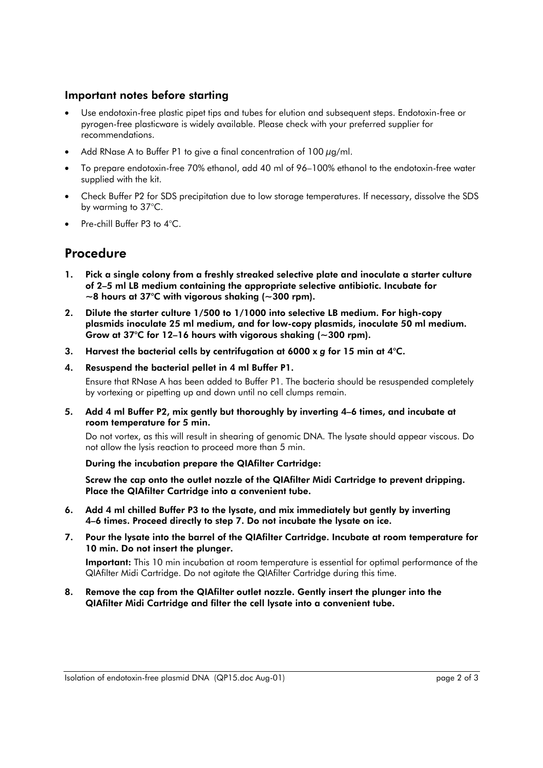### Important notes before starting

- Use endotoxin-free plastic pipet tips and tubes for elution and subsequent steps. Endotoxin-free or pyrogen-free plasticware is widely available. Please check with your preferred supplier for recommendations.
- Add RNase A to Buffer P1 to give a final concentration of 100 μg/ml.
- To prepare endotoxin-free 70% ethanol, add 40 ml of 96–100% ethanol to the endotoxin-free water supplied with the kit.
- Check Buffer P2 for SDS precipitation due to low storage temperatures. If necessary, dissolve the SDS by warming to 37°C.
- Pre-chill Buffer P3 to 4°C.

## Procedure

1. **Pick a single colony from a freshly streaked selective plate and inoculate a starter culture of 2–5 ml LB medium containing the appropriate selective antibiotic. Incubate for ~8 hours at 37°C with vigorous shaking (~300 rpm).**

2. **Dilute the starter culture 1/500 to 1/1000 into selective LB medium. For high-copy plasmids inoculate 25 ml medium, and for low-copy plasmids, inoculate 50 ml medium. Grow at 37°C for 12–16 hours with vigorous shaking (~300 rpm).**

3. **Harvest the bacterial cells by centrifugation at 6000 x *g* for 15 min at 4°C.**

4. **Resuspend the bacterial pellet in 4 ml Buffer P1.**

   Ensure that RNase A has been added to Buffer P1. The bacteria should be resuspended completely by vortexing or pipetting up and down until no cell clumps remain.

5. **Add 4 ml Buffer P2, mix gently but thoroughly by inverting 4–6 times, and incubate at room temperature for 5 min.**

   Do not vortex, as this will result in shearing of genomic DNA. The lysate should appear viscous. Do not allow the lysis reaction to proceed more than 5 min.

   **During the incubation prepare the QIAfilter Cartridge:**

   **Screw the cap onto the outlet nozzle of the QIAfilter Midi Cartridge to prevent dripping. Place the QIAfilter Cartridge into a convenient tube.**

6. **Add 4 ml chilled Buffer P3 to the lysate, and mix immediately but gently by inverting 4–6 times. Proceed directly to step 7. Do not incubate the lysate on ice.**

7. **Pour the lysate into the barrel of the QIAfilter Cartridge. Incubate at room temperature for 10 min. Do not insert the plunger.**

   **Important:** This 10 min incubation at room temperature is essential for optimal performance of the QIAfilter Midi Cartridge. Do not agitate the QIAfilter Cartridge during this time.

8. **Remove the cap from the QIAfilter outlet nozzle. Gently insert the plunger into the QIAfilter Midi Cartridge and filter the cell lysate into a convenient tube.**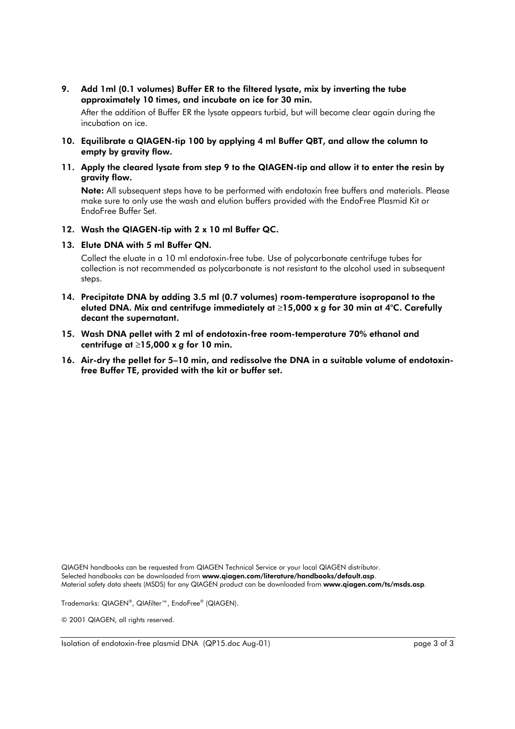9. **Add 1ml (0.1 volumes) Buffer ER to the filtered lysate, mix by inverting the tube approximately 10 times, and incubate on ice for 30 min.**

   After the addition of Buffer ER the lysate appears turbid, but will become clear again during the incubation on ice.

10. **Equilibrate a QIAGEN-tip 100 by applying 4 ml Buffer QBT, and allow the column to empty by gravity flow.**

11. **Apply the cleared lysate from step 9 to the QIAGEN-tip and allow it to enter the resin by gravity flow.**

    **Note:** All subsequent steps have to be performed with endotoxin free buffers and materials. Please make sure to only use the wash and elution buffers provided with the EndoFree Plasmid Kit or EndoFree Buffer Set.

12. **Wash the QIAGEN-tip with 2 x 10 ml Buffer QC.**

13. **Elute DNA with 5 ml Buffer QN.**

    Collect the eluate in a 10 ml endotoxin-free tube. Use of polycarbonate centrifuge tubes for collection is not recommended as polycarbonate is not resistant to the alcohol used in subsequent steps.

14. **Precipitate DNA by adding 3.5 ml (0.7 volumes) room-temperature isopropanol to the eluted DNA. Mix and centrifuge immediately at ≥15,000 x *g* for 30 min at 4°C. Carefully decant the supernatant.**

15. **Wash DNA pellet with 2 ml of endotoxin-free room-temperature 70% ethanol and centrifuge at ≥15,000 x *g* for 10 min.**

16. **Air-dry the pellet for 5–10 min, and redissolve the DNA in a suitable volume of endotoxin-free Buffer TE, provided with the kit or buffer set.**

QIAGEN handbooks can be requested from QIAGEN Technical Service or your local QIAGEN distributor.
Selected handbooks can be downloaded from **www.qiagen.com/literature/handbooks/default.asp**.
Material safety data sheets (MSDS) for any QIAGEN product can be downloaded from **www.qiagen.com/ts/msds.asp**.

Trademarks: QIAGEN®, QIAfilter™, EndoFree® (QIAGEN).

© 2001 QIAGEN, all rights reserved.